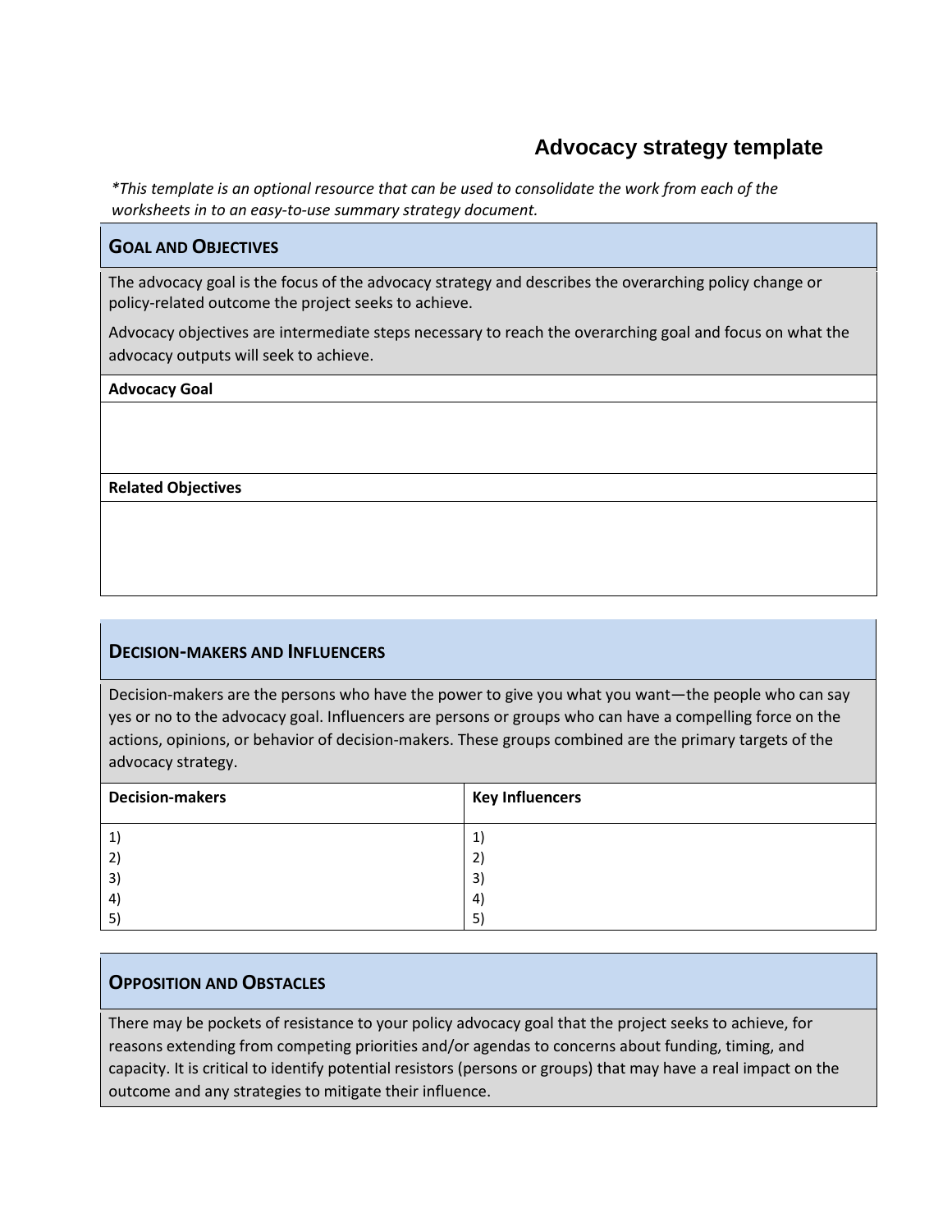# Advocacy strategy template

*\*This template is an optional resource that can be used to consolidate the work from each of the worksheets in to an easy-to-use summary strategy document.*

## Goal and Objectives

The advocacy goal is the focus of the advocacy strategy and describes the overarching policy change or policy-related outcome the project seeks to achieve.

Advocacy objectives are intermediate steps necessary to reach the overarching goal and focus on what the advocacy outputs will seek to achieve.

**Advocacy Goal**

**Related Objectives**

## Decision-makers and Influencers

Decision-makers are the persons who have the power to give you what you want—the people who can say yes or no to the advocacy goal. Influencers are persons or groups who can have a compelling force on the actions, opinions, or behavior of decision-makers. These groups combined are the primary targets of the advocacy strategy.

| Decision-makers | Key Influencers |
|---|---|
| 1) | 1) |
| 2) | 2) |
| 3) | 3) |
| 4) | 4) |
| 5) | 5) |

## Opposition and Obstacles

There may be pockets of resistance to your policy advocacy goal that the project seeks to achieve, for reasons extending from competing priorities and/or agendas to concerns about funding, timing, and capacity. It is critical to identify potential resistors (persons or groups) that may have a real impact on the outcome and any strategies to mitigate their influence.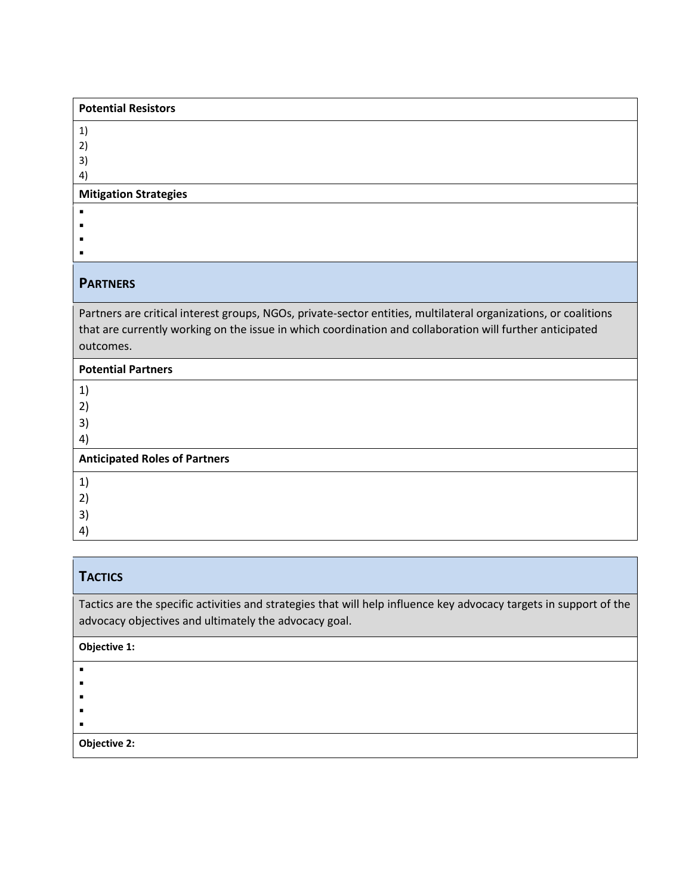**Potential Resistors**

1)
2)
3)
4)

**Mitigation Strategies**

- 
- 
- 
- 

## PARTNERS

Partners are critical interest groups, NGOs, private-sector entities, multilateral organizations, or coalitions that are currently working on the issue in which coordination and collaboration will further anticipated outcomes.

**Potential Partners**

1)
2)
3)
4)

**Anticipated Roles of Partners**

1)
2)
3)
4)

## TACTICS

Tactics are the specific activities and strategies that will help influence key advocacy targets in support of the advocacy objectives and ultimately the advocacy goal.

**Objective 1:**

- 
- 
- 
- 
- 

**Objective 2:**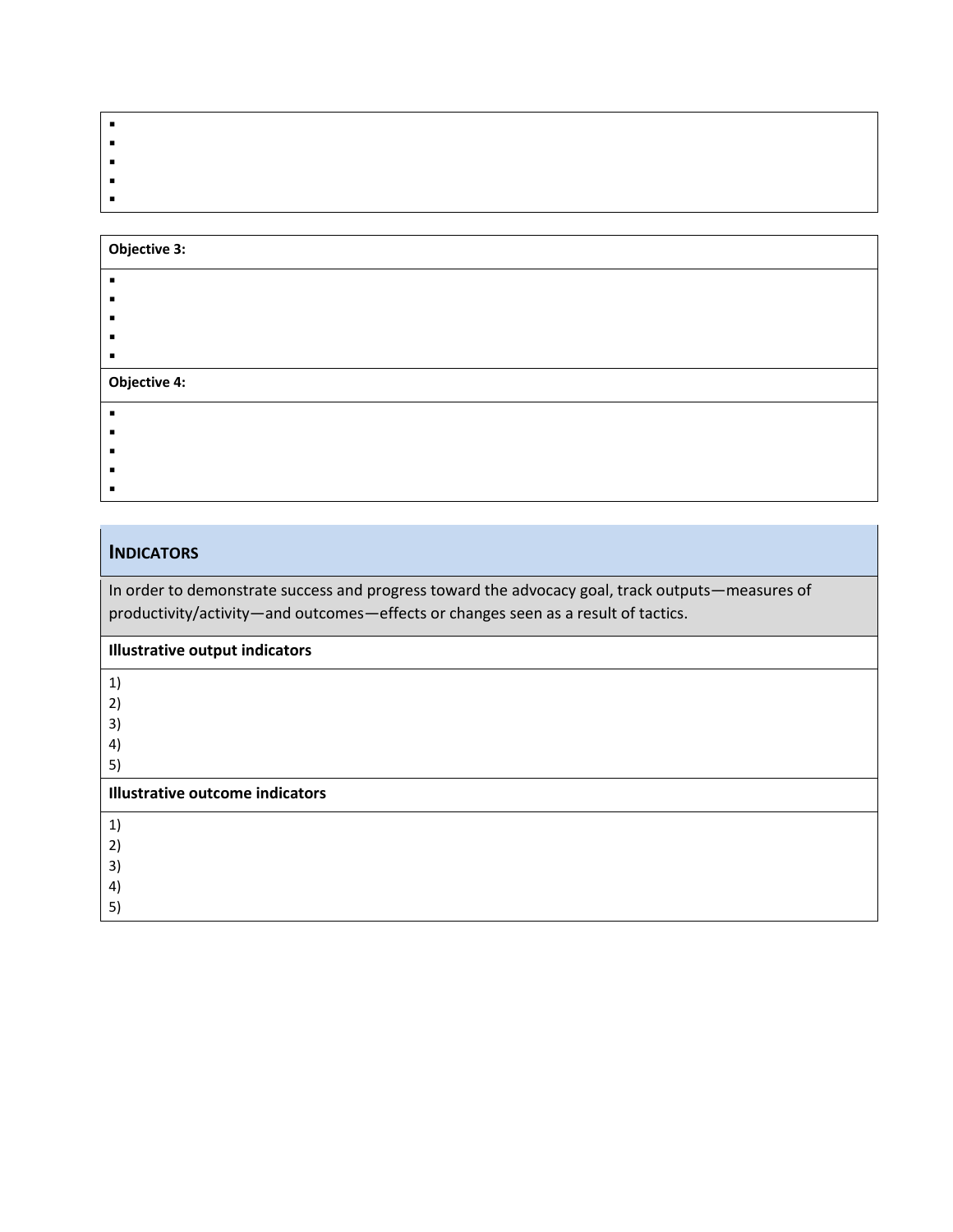-
-
-
-
-

**Objective 3:**

-
-
-
-
-

**Objective 4:**

-
-
-
-
-

## INDICATORS

In order to demonstrate success and progress toward the advocacy goal, track outputs—measures of productivity/activity—and outcomes—effects or changes seen as a result of tactics.

**Illustrative output indicators**

1)
2)
3)
4)
5)

**Illustrative outcome indicators**

1)
2)
3)
4)
5)